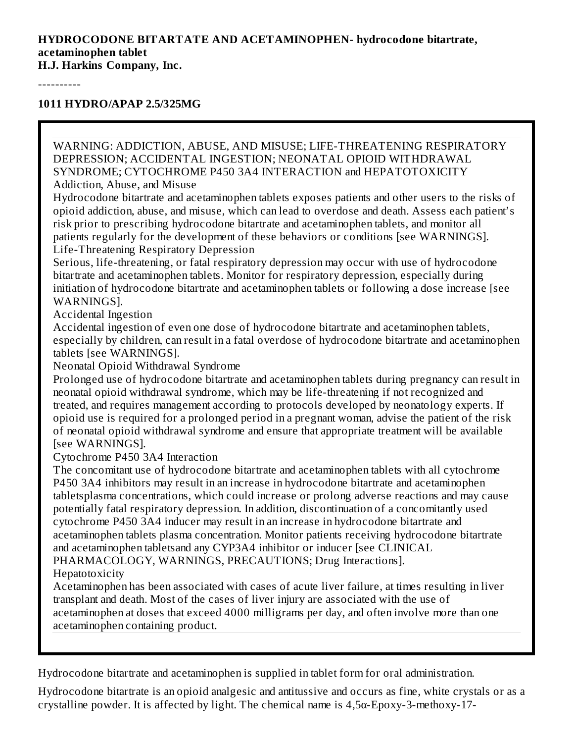**HYDROCODONE BITARTATE AND ACETAMINOPHEN- hydrocodone bitartrate, acetaminophen tablet**
**H.J. Harkins Company, Inc.**

----------

**1011 HYDRO/APAP 2.5/325MG**

WARNING: ADDICTION, ABUSE, AND MISUSE; LIFE-THREATENING RESPIRATORY DEPRESSION; ACCIDENTAL INGESTION; NEONATAL OPIOID WITHDRAWAL SYNDROME; CYTOCHROME P450 3A4 INTERACTION and HEPATOTOXICITY

Addiction, Abuse, and Misuse

Hydrocodone bitartrate and acetaminophen tablets exposes patients and other users to the risks of opioid addiction, abuse, and misuse, which can lead to overdose and death. Assess each patient's risk prior to prescribing hydrocodone bitartrate and acetaminophen tablets, and monitor all patients regularly for the development of these behaviors or conditions [see WARNINGS].

Life-Threatening Respiratory Depression

Serious, life-threatening, or fatal respiratory depression may occur with use of hydrocodone bitartrate and acetaminophen tablets. Monitor for respiratory depression, especially during initiation of hydrocodone bitartrate and acetaminophen tablets or following a dose increase [see WARNINGS].

Accidental Ingestion

Accidental ingestion of even one dose of hydrocodone bitartrate and acetaminophen tablets, especially by children, can result in a fatal overdose of hydrocodone bitartrate and acetaminophen tablets [see WARNINGS].

Neonatal Opioid Withdrawal Syndrome

Prolonged use of hydrocodone bitartrate and acetaminophen tablets during pregnancy can result in neonatal opioid withdrawal syndrome, which may be life-threatening if not recognized and treated, and requires management according to protocols developed by neonatology experts. If opioid use is required for a prolonged period in a pregnant woman, advise the patient of the risk of neonatal opioid withdrawal syndrome and ensure that appropriate treatment will be available [see WARNINGS].

Cytochrome P450 3A4 Interaction

The concomitant use of hydrocodone bitartrate and acetaminophen tablets with all cytochrome P450 3A4 inhibitors may result in an increase in hydrocodone bitartrate and acetaminophen tabletsplasma concentrations, which could increase or prolong adverse reactions and may cause potentially fatal respiratory depression. In addition, discontinuation of a concomitantly used cytochrome P450 3A4 inducer may result in an increase in hydrocodone bitartrate and acetaminophen tablets plasma concentration. Monitor patients receiving hydrocodone bitartrate and acetaminophen tabletsand any CYP3A4 inhibitor or inducer [see CLINICAL PHARMACOLOGY, WARNINGS, PRECAUTIONS; Drug Interactions].

Hepatotoxicity

Acetaminophen has been associated with cases of acute liver failure, at times resulting in liver transplant and death. Most of the cases of liver injury are associated with the use of acetaminophen at doses that exceed 4000 milligrams per day, and often involve more than one acetaminophen containing product.

Hydrocodone bitartrate and acetaminophen is supplied in tablet form for oral administration.

Hydrocodone bitartrate is an opioid analgesic and antitussive and occurs as fine, white crystals or as a crystalline powder. It is affected by light. The chemical name is 4,5α-Epoxy-3-methoxy-17-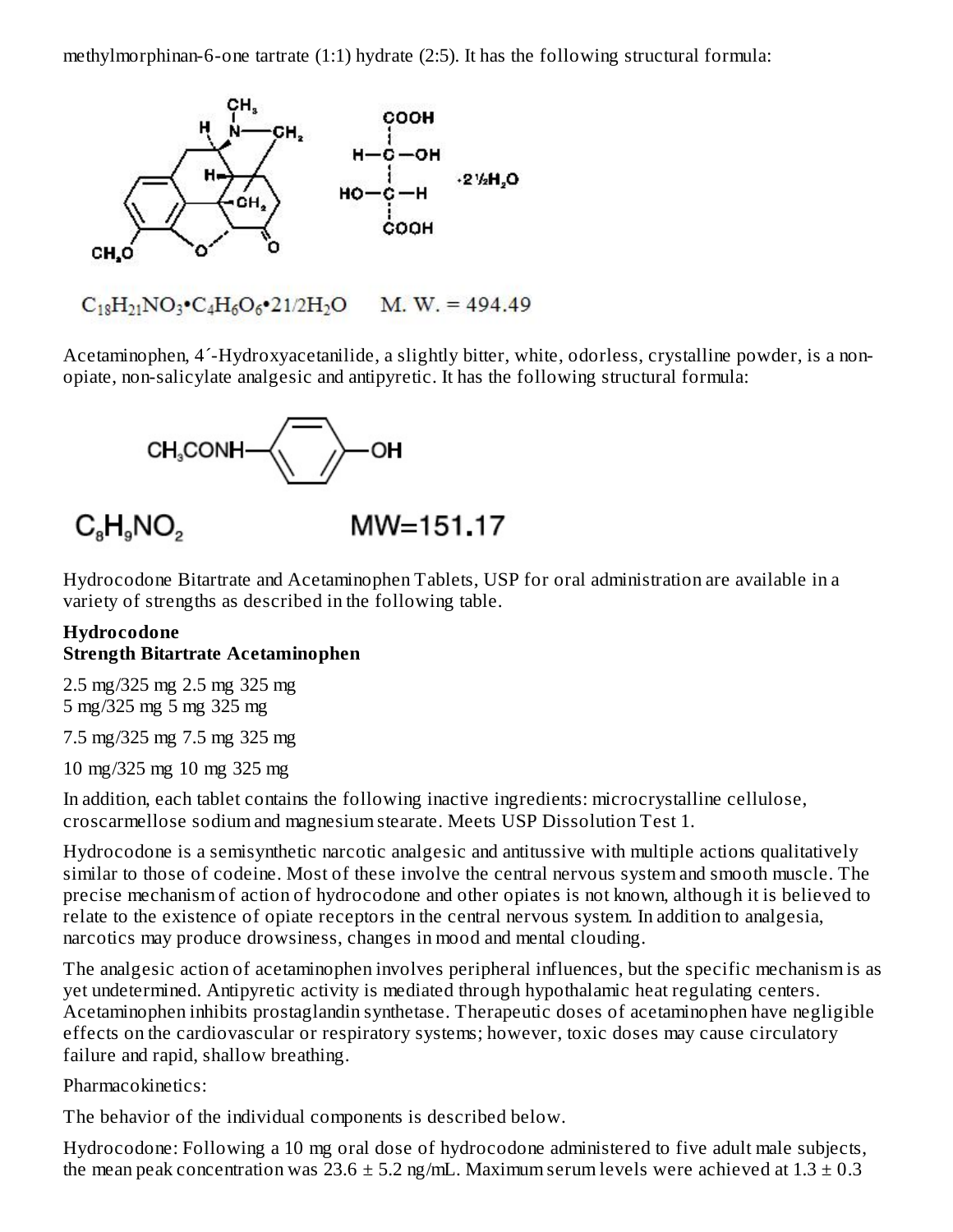methylmorphinan-6-one tartrate (1:1) hydrate (2:5). It has the following structural formula:

$C_{18}H_{21}NO_3 \cdot C_4H_6O_6 \cdot 2 1/2 H_2O$     M. W. = 494.49

Acetaminophen, 4´-Hydroxyacetanilide, a slightly bitter, white, odorless, crystalline powder, is a non-opiate, non-salicylate analgesic and antipyretic. It has the following structural formula:

$C_8H_9NO_2$     MW=151.17

Hydrocodone Bitartrate and Acetaminophen Tablets, USP for oral administration are available in a variety of strengths as described in the following table.

| Strength | Hydrocodone Bitartrate | Acetaminophen |
| --- | --- | --- |
| 2.5 mg/325 mg | 2.5 mg | 325 mg |
| 5 mg/325 mg | 5 mg | 325 mg |
| 7.5 mg/325 mg | 7.5 mg | 325 mg |
| 10 mg/325 mg | 10 mg | 325 mg |

In addition, each tablet contains the following inactive ingredients: microcrystalline cellulose, croscarmellose sodium and magnesium stearate. Meets USP Dissolution Test 1.

Hydrocodone is a semisynthetic narcotic analgesic and antitussive with multiple actions qualitatively similar to those of codeine. Most of these involve the central nervous system and smooth muscle. The precise mechanism of action of hydrocodone and other opiates is not known, although it is believed to relate to the existence of opiate receptors in the central nervous system. In addition to analgesia, narcotics may produce drowsiness, changes in mood and mental clouding.

The analgesic action of acetaminophen involves peripheral influences, but the specific mechanism is as yet undetermined. Antipyretic activity is mediated through hypothalamic heat regulating centers. Acetaminophen inhibits prostaglandin synthetase. Therapeutic doses of acetaminophen have negligible effects on the cardiovascular or respiratory systems; however, toxic doses may cause circulatory failure and rapid, shallow breathing.

Pharmacokinetics:

The behavior of the individual components is described below.

Hydrocodone: Following a 10 mg oral dose of hydrocodone administered to five adult male subjects, the mean peak concentration was 23.6 ± 5.2 ng/mL. Maximum serum levels were achieved at 1.3 ± 0.3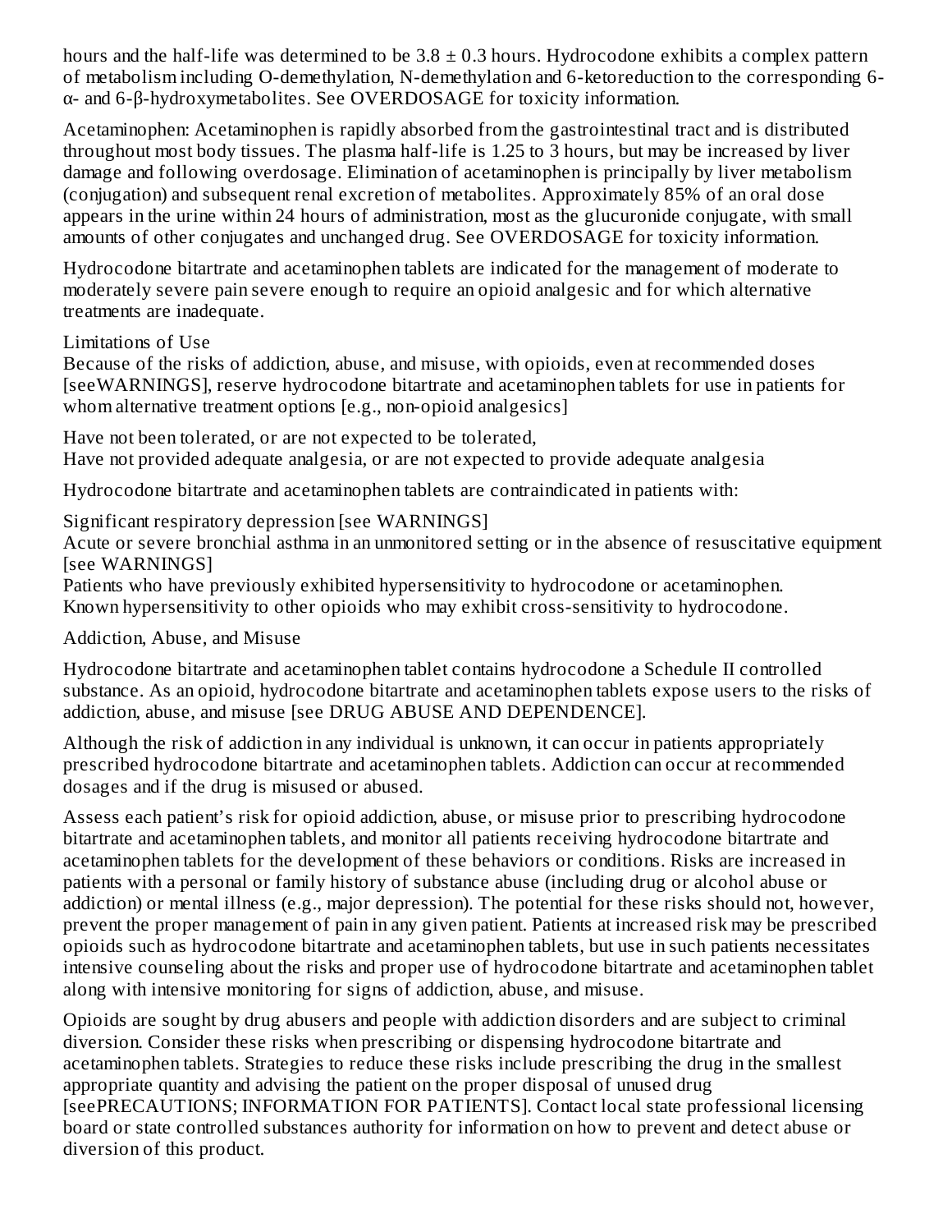hours and the half-life was determined to be 3.8 ± 0.3 hours. Hydrocodone exhibits a complex pattern of metabolism including O-demethylation, N-demethylation and 6-ketoreduction to the corresponding 6-α- and 6-β-hydroxymetabolites. See OVERDOSAGE for toxicity information.

Acetaminophen: Acetaminophen is rapidly absorbed from the gastrointestinal tract and is distributed throughout most body tissues. The plasma half-life is 1.25 to 3 hours, but may be increased by liver damage and following overdosage. Elimination of acetaminophen is principally by liver metabolism (conjugation) and subsequent renal excretion of metabolites. Approximately 85% of an oral dose appears in the urine within 24 hours of administration, most as the glucuronide conjugate, with small amounts of other conjugates and unchanged drug. See OVERDOSAGE for toxicity information.

Hydrocodone bitartrate and acetaminophen tablets are indicated for the management of moderate to moderately severe pain severe enough to require an opioid analgesic and for which alternative treatments are inadequate.

Limitations of Use
Because of the risks of addiction, abuse, and misuse, with opioids, even at recommended doses [seeWARNINGS], reserve hydrocodone bitartrate and acetaminophen tablets for use in patients for whom alternative treatment options [e.g., non-opioid analgesics]

Have not been tolerated, or are not expected to be tolerated,
Have not provided adequate analgesia, or are not expected to provide adequate analgesia

Hydrocodone bitartrate and acetaminophen tablets are contraindicated in patients with:

Significant respiratory depression [see WARNINGS]
Acute or severe bronchial asthma in an unmonitored setting or in the absence of resuscitative equipment [see WARNINGS]
Patients who have previously exhibited hypersensitivity to hydrocodone or acetaminophen.
Known hypersensitivity to other opioids who may exhibit cross-sensitivity to hydrocodone.

Addiction, Abuse, and Misuse

Hydrocodone bitartrate and acetaminophen tablet contains hydrocodone a Schedule II controlled substance. As an opioid, hydrocodone bitartrate and acetaminophen tablets expose users to the risks of addiction, abuse, and misuse [see DRUG ABUSE AND DEPENDENCE].

Although the risk of addiction in any individual is unknown, it can occur in patients appropriately prescribed hydrocodone bitartrate and acetaminophen tablets. Addiction can occur at recommended dosages and if the drug is misused or abused.

Assess each patient's risk for opioid addiction, abuse, or misuse prior to prescribing hydrocodone bitartrate and acetaminophen tablets, and monitor all patients receiving hydrocodone bitartrate and acetaminophen tablets for the development of these behaviors or conditions. Risks are increased in patients with a personal or family history of substance abuse (including drug or alcohol abuse or addiction) or mental illness (e.g., major depression). The potential for these risks should not, however, prevent the proper management of pain in any given patient. Patients at increased risk may be prescribed opioids such as hydrocodone bitartrate and acetaminophen tablets, but use in such patients necessitates intensive counseling about the risks and proper use of hydrocodone bitartrate and acetaminophen tablet along with intensive monitoring for signs of addiction, abuse, and misuse.

Opioids are sought by drug abusers and people with addiction disorders and are subject to criminal diversion. Consider these risks when prescribing or dispensing hydrocodone bitartrate and acetaminophen tablets. Strategies to reduce these risks include prescribing the drug in the smallest appropriate quantity and advising the patient on the proper disposal of unused drug [seePRECAUTIONS; INFORMATION FOR PATIENTS]. Contact local state professional licensing board or state controlled substances authority for information on how to prevent and detect abuse or diversion of this product.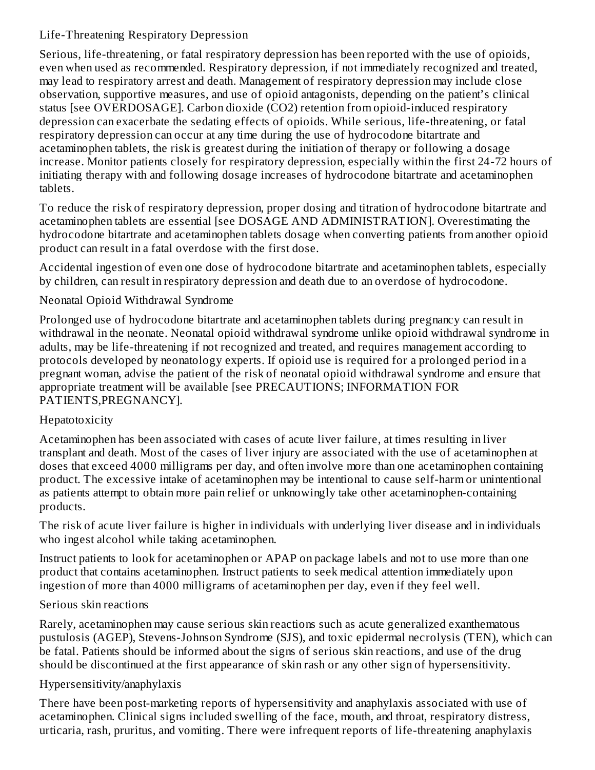### Life-Threatening Respiratory Depression

Serious, life-threatening, or fatal respiratory depression has been reported with the use of opioids, even when used as recommended. Respiratory depression, if not immediately recognized and treated, may lead to respiratory arrest and death. Management of respiratory depression may include close observation, supportive measures, and use of opioid antagonists, depending on the patient's clinical status [see OVERDOSAGE]. Carbon dioxide ($CO_2$) retention from opioid-induced respiratory depression can exacerbate the sedating effects of opioids. While serious, life-threatening, or fatal respiratory depression can occur at any time during the use of hydrocodone bitartrate and acetaminophen tablets, the risk is greatest during the initiation of therapy or following a dosage increase. Monitor patients closely for respiratory depression, especially within the first 24-72 hours of initiating therapy with and following dosage increases of hydrocodone bitartrate and acetaminophen tablets.

To reduce the risk of respiratory depression, proper dosing and titration of hydrocodone bitartrate and acetaminophen tablets are essential [see DOSAGE AND ADMINISTRATION]. Overestimating the hydrocodone bitartrate and acetaminophen tablets dosage when converting patients from another opioid product can result in a fatal overdose with the first dose.

Accidental ingestion of even one dose of hydrocodone bitartrate and acetaminophen tablets, especially by children, can result in respiratory depression and death due to an overdose of hydrocodone.

### Neonatal Opioid Withdrawal Syndrome

Prolonged use of hydrocodone bitartrate and acetaminophen tablets during pregnancy can result in withdrawal in the neonate. Neonatal opioid withdrawal syndrome unlike opioid withdrawal syndrome in adults, may be life-threatening if not recognized and treated, and requires management according to protocols developed by neonatology experts. If opioid use is required for a prolonged period in a pregnant woman, advise the patient of the risk of neonatal opioid withdrawal syndrome and ensure that appropriate treatment will be available [see PRECAUTIONS; INFORMATION FOR PATIENTS,PREGNANCY].

### Hepatotoxicity

Acetaminophen has been associated with cases of acute liver failure, at times resulting in liver transplant and death. Most of the cases of liver injury are associated with the use of acetaminophen at doses that exceed 4000 milligrams per day, and often involve more than one acetaminophen containing product. The excessive intake of acetaminophen may be intentional to cause self-harm or unintentional as patients attempt to obtain more pain relief or unknowingly take other acetaminophen-containing products.

The risk of acute liver failure is higher in individuals with underlying liver disease and in individuals who ingest alcohol while taking acetaminophen.

Instruct patients to look for acetaminophen or APAP on package labels and not to use more than one product that contains acetaminophen. Instruct patients to seek medical attention immediately upon ingestion of more than 4000 milligrams of acetaminophen per day, even if they feel well.

### Serious skin reactions

Rarely, acetaminophen may cause serious skin reactions such as acute generalized exanthematous pustulosis (AGEP), Stevens-Johnson Syndrome (SJS), and toxic epidermal necrolysis (TEN), which can be fatal. Patients should be informed about the signs of serious skin reactions, and use of the drug should be discontinued at the first appearance of skin rash or any other sign of hypersensitivity.

### Hypersensitivity/anaphylaxis

There have been post-marketing reports of hypersensitivity and anaphylaxis associated with use of acetaminophen. Clinical signs included swelling of the face, mouth, and throat, respiratory distress, urticaria, rash, pruritus, and vomiting. There were infrequent reports of life-threatening anaphylaxis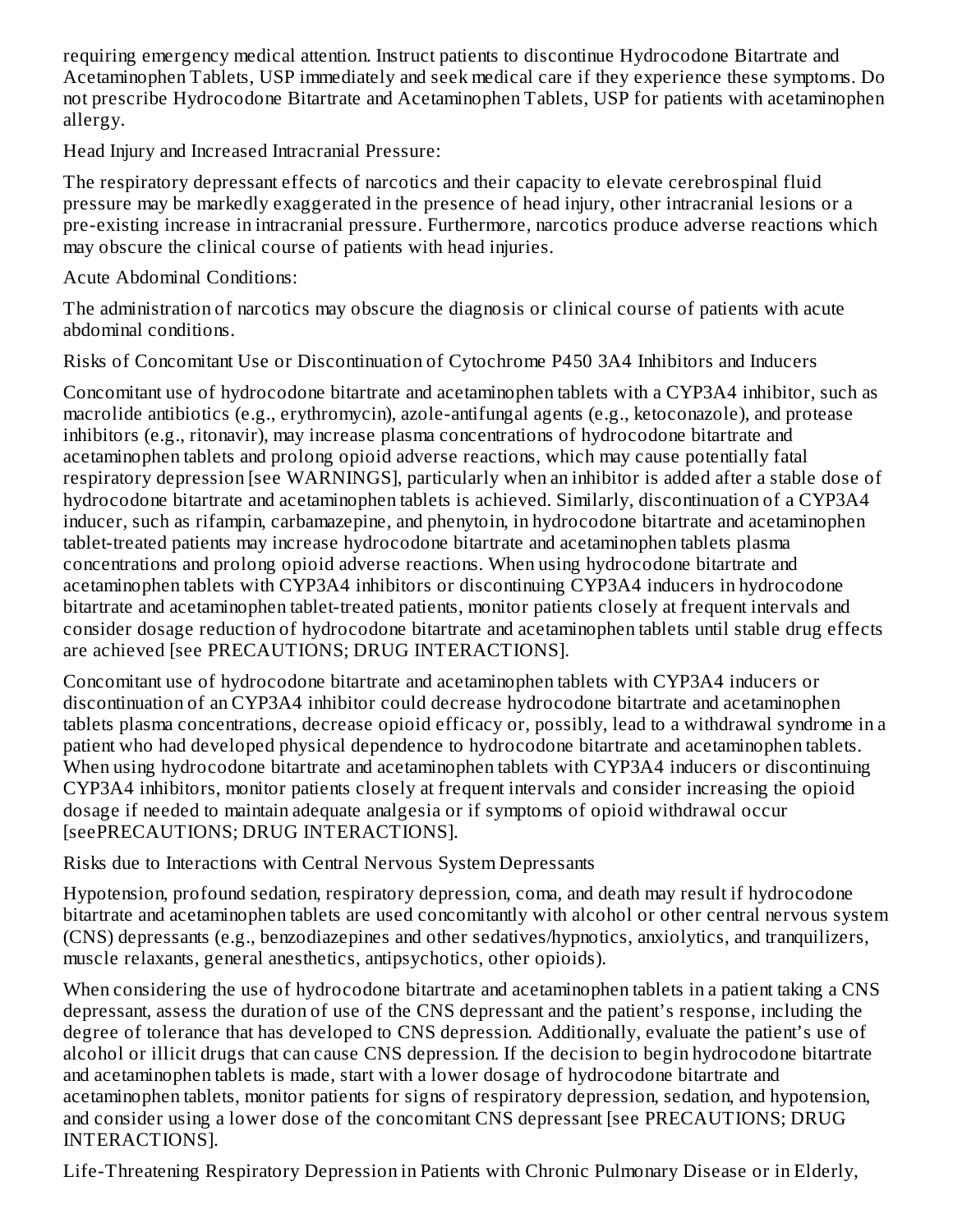requiring emergency medical attention. Instruct patients to discontinue Hydrocodone Bitartrate and Acetaminophen Tablets, USP immediately and seek medical care if they experience these symptoms. Do not prescribe Hydrocodone Bitartrate and Acetaminophen Tablets, USP for patients with acetaminophen allergy.

Head Injury and Increased Intracranial Pressure:

The respiratory depressant effects of narcotics and their capacity to elevate cerebrospinal fluid pressure may be markedly exaggerated in the presence of head injury, other intracranial lesions or a pre-existing increase in intracranial pressure. Furthermore, narcotics produce adverse reactions which may obscure the clinical course of patients with head injuries.

Acute Abdominal Conditions:

The administration of narcotics may obscure the diagnosis or clinical course of patients with acute abdominal conditions.

Risks of Concomitant Use or Discontinuation of Cytochrome P450 3A4 Inhibitors and Inducers

Concomitant use of hydrocodone bitartrate and acetaminophen tablets with a CYP3A4 inhibitor, such as macrolide antibiotics (e.g., erythromycin), azole-antifungal agents (e.g., ketoconazole), and protease inhibitors (e.g., ritonavir), may increase plasma concentrations of hydrocodone bitartrate and acetaminophen tablets and prolong opioid adverse reactions, which may cause potentially fatal respiratory depression [see WARNINGS], particularly when an inhibitor is added after a stable dose of hydrocodone bitartrate and acetaminophen tablets is achieved. Similarly, discontinuation of a CYP3A4 inducer, such as rifampin, carbamazepine, and phenytoin, in hydrocodone bitartrate and acetaminophen tablet-treated patients may increase hydrocodone bitartrate and acetaminophen tablets plasma concentrations and prolong opioid adverse reactions. When using hydrocodone bitartrate and acetaminophen tablets with CYP3A4 inhibitors or discontinuing CYP3A4 inducers in hydrocodone bitartrate and acetaminophen tablet-treated patients, monitor patients closely at frequent intervals and consider dosage reduction of hydrocodone bitartrate and acetaminophen tablets until stable drug effects are achieved [see PRECAUTIONS; DRUG INTERACTIONS].

Concomitant use of hydrocodone bitartrate and acetaminophen tablets with CYP3A4 inducers or discontinuation of an CYP3A4 inhibitor could decrease hydrocodone bitartrate and acetaminophen tablets plasma concentrations, decrease opioid efficacy or, possibly, lead to a withdrawal syndrome in a patient who had developed physical dependence to hydrocodone bitartrate and acetaminophen tablets. When using hydrocodone bitartrate and acetaminophen tablets with CYP3A4 inducers or discontinuing CYP3A4 inhibitors, monitor patients closely at frequent intervals and consider increasing the opioid dosage if needed to maintain adequate analgesia or if symptoms of opioid withdrawal occur [seePRECAUTIONS; DRUG INTERACTIONS].

Risks due to Interactions with Central Nervous System Depressants

Hypotension, profound sedation, respiratory depression, coma, and death may result if hydrocodone bitartrate and acetaminophen tablets are used concomitantly with alcohol or other central nervous system (CNS) depressants (e.g., benzodiazepines and other sedatives/hypnotics, anxiolytics, and tranquilizers, muscle relaxants, general anesthetics, antipsychotics, other opioids).

When considering the use of hydrocodone bitartrate and acetaminophen tablets in a patient taking a CNS depressant, assess the duration of use of the CNS depressant and the patient's response, including the degree of tolerance that has developed to CNS depression. Additionally, evaluate the patient's use of alcohol or illicit drugs that can cause CNS depression. If the decision to begin hydrocodone bitartrate and acetaminophen tablets is made, start with a lower dosage of hydrocodone bitartrate and acetaminophen tablets, monitor patients for signs of respiratory depression, sedation, and hypotension, and consider using a lower dose of the concomitant CNS depressant [see PRECAUTIONS; DRUG INTERACTIONS].

Life-Threatening Respiratory Depression in Patients with Chronic Pulmonary Disease or in Elderly,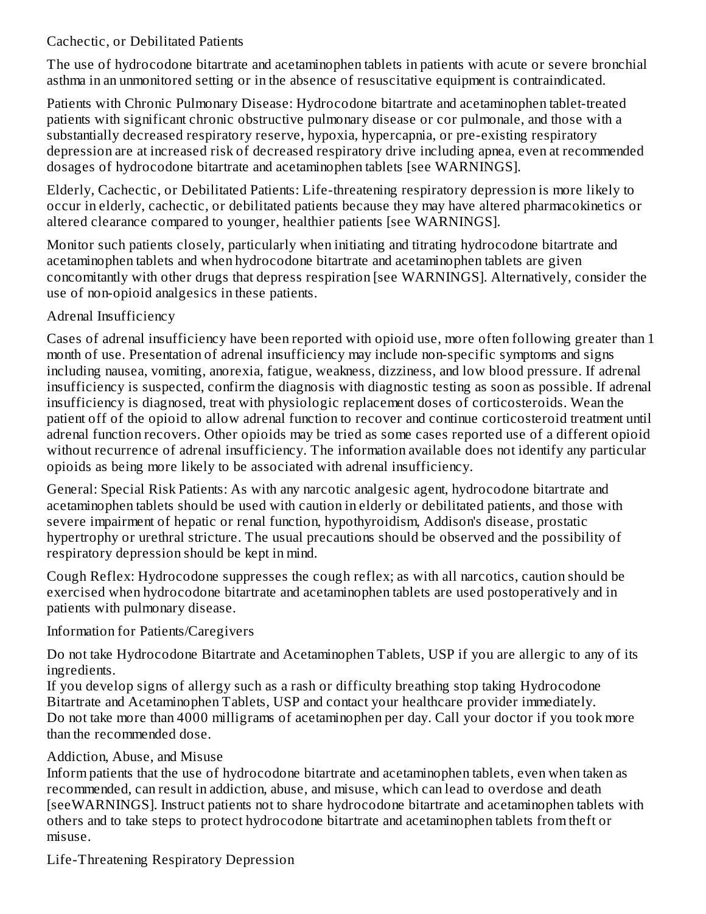Cachectic, or Debilitated Patients

The use of hydrocodone bitartrate and acetaminophen tablets in patients with acute or severe bronchial asthma in an unmonitored setting or in the absence of resuscitative equipment is contraindicated.

Patients with Chronic Pulmonary Disease: Hydrocodone bitartrate and acetaminophen tablet-treated patients with significant chronic obstructive pulmonary disease or cor pulmonale, and those with a substantially decreased respiratory reserve, hypoxia, hypercapnia, or pre-existing respiratory depression are at increased risk of decreased respiratory drive including apnea, even at recommended dosages of hydrocodone bitartrate and acetaminophen tablets [see WARNINGS].

Elderly, Cachectic, or Debilitated Patients: Life-threatening respiratory depression is more likely to occur in elderly, cachectic, or debilitated patients because they may have altered pharmacokinetics or altered clearance compared to younger, healthier patients [see WARNINGS].

Monitor such patients closely, particularly when initiating and titrating hydrocodone bitartrate and acetaminophen tablets and when hydrocodone bitartrate and acetaminophen tablets are given concomitantly with other drugs that depress respiration [see WARNINGS]. Alternatively, consider the use of non-opioid analgesics in these patients.

Adrenal Insufficiency

Cases of adrenal insufficiency have been reported with opioid use, more often following greater than 1 month of use. Presentation of adrenal insufficiency may include non-specific symptoms and signs including nausea, vomiting, anorexia, fatigue, weakness, dizziness, and low blood pressure. If adrenal insufficiency is suspected, confirm the diagnosis with diagnostic testing as soon as possible. If adrenal insufficiency is diagnosed, treat with physiologic replacement doses of corticosteroids. Wean the patient off of the opioid to allow adrenal function to recover and continue corticosteroid treatment until adrenal function recovers. Other opioids may be tried as some cases reported use of a different opioid without recurrence of adrenal insufficiency. The information available does not identify any particular opioids as being more likely to be associated with adrenal insufficiency.

General: Special Risk Patients: As with any narcotic analgesic agent, hydrocodone bitartrate and acetaminophen tablets should be used with caution in elderly or debilitated patients, and those with severe impairment of hepatic or renal function, hypothyroidism, Addison's disease, prostatic hypertrophy or urethral stricture. The usual precautions should be observed and the possibility of respiratory depression should be kept in mind.

Cough Reflex: Hydrocodone suppresses the cough reflex; as with all narcotics, caution should be exercised when hydrocodone bitartrate and acetaminophen tablets are used postoperatively and in patients with pulmonary disease.

Information for Patients/Caregivers

Do not take Hydrocodone Bitartrate and Acetaminophen Tablets, USP if you are allergic to any of its ingredients.
If you develop signs of allergy such as a rash or difficulty breathing stop taking Hydrocodone Bitartrate and Acetaminophen Tablets, USP and contact your healthcare provider immediately.
Do not take more than 4000 milligrams of acetaminophen per day. Call your doctor if you took more than the recommended dose.

Addiction, Abuse, and Misuse
Inform patients that the use of hydrocodone bitartrate and acetaminophen tablets, even when taken as recommended, can result in addiction, abuse, and misuse, which can lead to overdose and death [seeWARNINGS]. Instruct patients not to share hydrocodone bitartrate and acetaminophen tablets with others and to take steps to protect hydrocodone bitartrate and acetaminophen tablets from theft or misuse.

Life-Threatening Respiratory Depression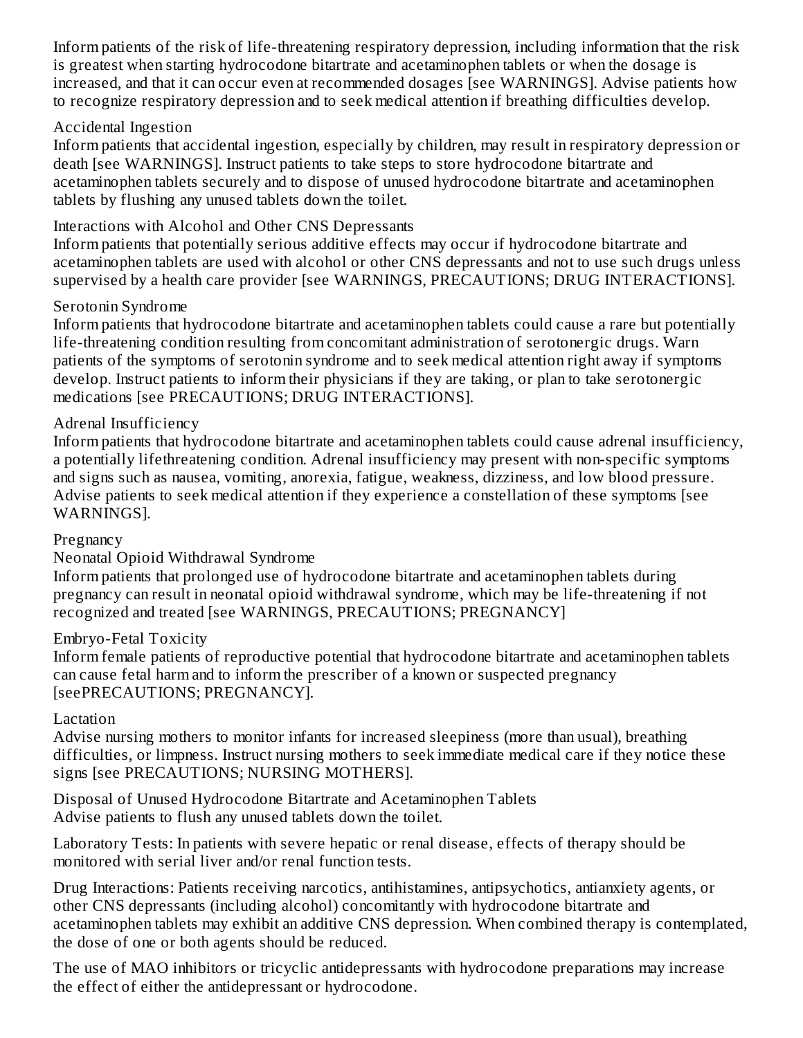Inform patients of the risk of life-threatening respiratory depression, including information that the risk is greatest when starting hydrocodone bitartrate and acetaminophen tablets or when the dosage is increased, and that it can occur even at recommended dosages [see WARNINGS]. Advise patients how to recognize respiratory depression and to seek medical attention if breathing difficulties develop.

Accidental Ingestion

Inform patients that accidental ingestion, especially by children, may result in respiratory depression or death [see WARNINGS]. Instruct patients to take steps to store hydrocodone bitartrate and acetaminophen tablets securely and to dispose of unused hydrocodone bitartrate and acetaminophen tablets by flushing any unused tablets down the toilet.

Interactions with Alcohol and Other CNS Depressants

Inform patients that potentially serious additive effects may occur if hydrocodone bitartrate and acetaminophen tablets are used with alcohol or other CNS depressants and not to use such drugs unless supervised by a health care provider [see WARNINGS, PRECAUTIONS; DRUG INTERACTIONS].

Serotonin Syndrome

Inform patients that hydrocodone bitartrate and acetaminophen tablets could cause a rare but potentially life-threatening condition resulting from concomitant administration of serotonergic drugs. Warn patients of the symptoms of serotonin syndrome and to seek medical attention right away if symptoms develop. Instruct patients to inform their physicians if they are taking, or plan to take serotonergic medications [see PRECAUTIONS; DRUG INTERACTIONS].

Adrenal Insufficiency

Inform patients that hydrocodone bitartrate and acetaminophen tablets could cause adrenal insufficiency, a potentially lifethreatening condition. Adrenal insufficiency may present with non-specific symptoms and signs such as nausea, vomiting, anorexia, fatigue, weakness, dizziness, and low blood pressure. Advise patients to seek medical attention if they experience a constellation of these symptoms [see WARNINGS].

Pregnancy

Neonatal Opioid Withdrawal Syndrome

Inform patients that prolonged use of hydrocodone bitartrate and acetaminophen tablets during pregnancy can result in neonatal opioid withdrawal syndrome, which may be life-threatening if not recognized and treated [see WARNINGS, PRECAUTIONS; PREGNANCY]

Embryo-Fetal Toxicity

Inform female patients of reproductive potential that hydrocodone bitartrate and acetaminophen tablets can cause fetal harm and to inform the prescriber of a known or suspected pregnancy [seePRECAUTIONS; PREGNANCY].

Lactation

Advise nursing mothers to monitor infants for increased sleepiness (more than usual), breathing difficulties, or limpness. Instruct nursing mothers to seek immediate medical care if they notice these signs [see PRECAUTIONS; NURSING MOTHERS].

Disposal of Unused Hydrocodone Bitartrate and Acetaminophen Tablets

Advise patients to flush any unused tablets down the toilet.

Laboratory Tests: In patients with severe hepatic or renal disease, effects of therapy should be monitored with serial liver and/or renal function tests.

Drug Interactions: Patients receiving narcotics, antihistamines, antipsychotics, antianxiety agents, or other CNS depressants (including alcohol) concomitantly with hydrocodone bitartrate and acetaminophen tablets may exhibit an additive CNS depression. When combined therapy is contemplated, the dose of one or both agents should be reduced.

The use of MAO inhibitors or tricyclic antidepressants with hydrocodone preparations may increase the effect of either the antidepressant or hydrocodone.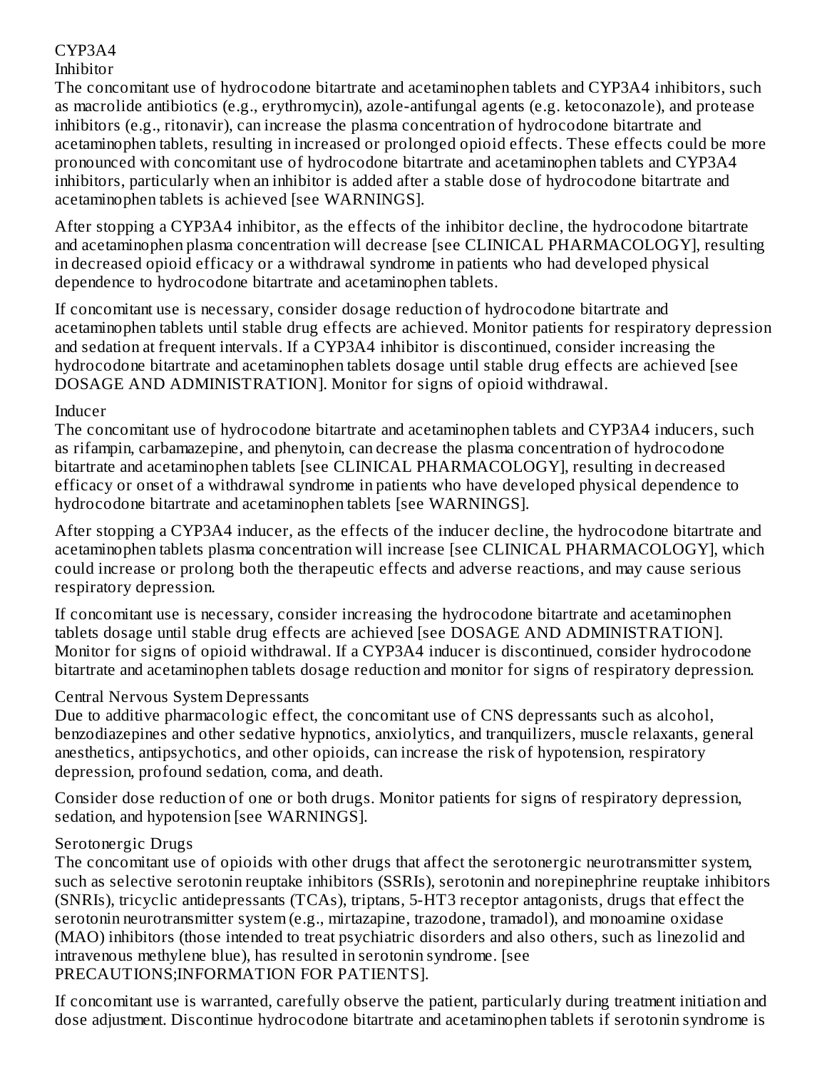### CYP3A4

#### Inhibitor

The concomitant use of hydrocodone bitartrate and acetaminophen tablets and CYP3A4 inhibitors, such as macrolide antibiotics (e.g., erythromycin), azole-antifungal agents (e.g. ketoconazole), and protease inhibitors (e.g., ritonavir), can increase the plasma concentration of hydrocodone bitartrate and acetaminophen tablets, resulting in increased or prolonged opioid effects. These effects could be more pronounced with concomitant use of hydrocodone bitartrate and acetaminophen tablets and CYP3A4 inhibitors, particularly when an inhibitor is added after a stable dose of hydrocodone bitartrate and acetaminophen tablets is achieved [see WARNINGS].

After stopping a CYP3A4 inhibitor, as the effects of the inhibitor decline, the hydrocodone bitartrate and acetaminophen plasma concentration will decrease [see CLINICAL PHARMACOLOGY], resulting in decreased opioid efficacy or a withdrawal syndrome in patients who had developed physical dependence to hydrocodone bitartrate and acetaminophen tablets.

If concomitant use is necessary, consider dosage reduction of hydrocodone bitartrate and acetaminophen tablets until stable drug effects are achieved. Monitor patients for respiratory depression and sedation at frequent intervals. If a CYP3A4 inhibitor is discontinued, consider increasing the hydrocodone bitartrate and acetaminophen tablets dosage until stable drug effects are achieved [see DOSAGE AND ADMINISTRATION]. Monitor for signs of opioid withdrawal.

#### Inducer

The concomitant use of hydrocodone bitartrate and acetaminophen tablets and CYP3A4 inducers, such as rifampin, carbamazepine, and phenytoin, can decrease the plasma concentration of hydrocodone bitartrate and acetaminophen tablets [see CLINICAL PHARMACOLOGY], resulting in decreased efficacy or onset of a withdrawal syndrome in patients who have developed physical dependence to hydrocodone bitartrate and acetaminophen tablets [see WARNINGS].

After stopping a CYP3A4 inducer, as the effects of the inducer decline, the hydrocodone bitartrate and acetaminophen tablets plasma concentration will increase [see CLINICAL PHARMACOLOGY], which could increase or prolong both the therapeutic effects and adverse reactions, and may cause serious respiratory depression.

If concomitant use is necessary, consider increasing the hydrocodone bitartrate and acetaminophen tablets dosage until stable drug effects are achieved [see DOSAGE AND ADMINISTRATION]. Monitor for signs of opioid withdrawal. If a CYP3A4 inducer is discontinued, consider hydrocodone bitartrate and acetaminophen tablets dosage reduction and monitor for signs of respiratory depression.

### Central Nervous System Depressants

Due to additive pharmacologic effect, the concomitant use of CNS depressants such as alcohol, benzodiazepines and other sedative hypnotics, anxiolytics, and tranquilizers, muscle relaxants, general anesthetics, antipsychotics, and other opioids, can increase the risk of hypotension, respiratory depression, profound sedation, coma, and death.

Consider dose reduction of one or both drugs. Monitor patients for signs of respiratory depression, sedation, and hypotension [see WARNINGS].

### Serotonergic Drugs

The concomitant use of opioids with other drugs that affect the serotonergic neurotransmitter system, such as selective serotonin reuptake inhibitors (SSRIs), serotonin and norepinephrine reuptake inhibitors (SNRIs), tricyclic antidepressants (TCAs), triptans, 5-HT3 receptor antagonists, drugs that effect the serotonin neurotransmitter system (e.g., mirtazapine, trazodone, tramadol), and monoamine oxidase (MAO) inhibitors (those intended to treat psychiatric disorders and also others, such as linezolid and intravenous methylene blue), has resulted in serotonin syndrome. [see PRECAUTIONS;INFORMATION FOR PATIENTS].

If concomitant use is warranted, carefully observe the patient, particularly during treatment initiation and dose adjustment. Discontinue hydrocodone bitartrate and acetaminophen tablets if serotonin syndrome is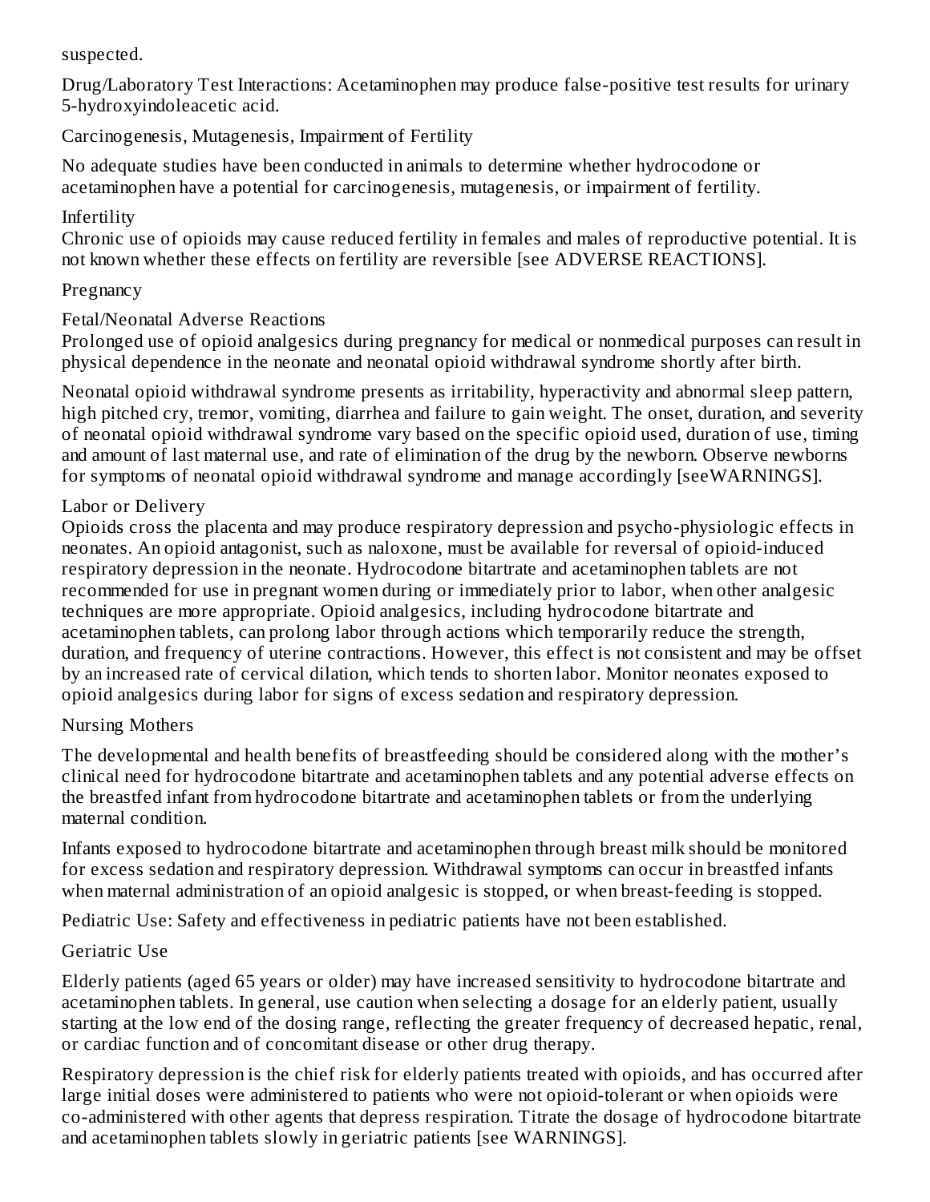suspected.

Drug/Laboratory Test Interactions: Acetaminophen may produce false-positive test results for urinary 5-hydroxyindoleacetic acid.

Carcinogenesis, Mutagenesis, Impairment of Fertility

No adequate studies have been conducted in animals to determine whether hydrocodone or acetaminophen have a potential for carcinogenesis, mutagenesis, or impairment of fertility.

Infertility

Chronic use of opioids may cause reduced fertility in females and males of reproductive potential. It is not known whether these effects on fertility are reversible [see ADVERSE REACTIONS].

Pregnancy

Fetal/Neonatal Adverse Reactions

Prolonged use of opioid analgesics during pregnancy for medical or nonmedical purposes can result in physical dependence in the neonate and neonatal opioid withdrawal syndrome shortly after birth.

Neonatal opioid withdrawal syndrome presents as irritability, hyperactivity and abnormal sleep pattern, high pitched cry, tremor, vomiting, diarrhea and failure to gain weight. The onset, duration, and severity of neonatal opioid withdrawal syndrome vary based on the specific opioid used, duration of use, timing and amount of last maternal use, and rate of elimination of the drug by the newborn. Observe newborns for symptoms of neonatal opioid withdrawal syndrome and manage accordingly [seeWARNINGS].

Labor or Delivery

Opioids cross the placenta and may produce respiratory depression and psycho-physiologic effects in neonates. An opioid antagonist, such as naloxone, must be available for reversal of opioid-induced respiratory depression in the neonate. Hydrocodone bitartrate and acetaminophen tablets are not recommended for use in pregnant women during or immediately prior to labor, when other analgesic techniques are more appropriate. Opioid analgesics, including hydrocodone bitartrate and acetaminophen tablets, can prolong labor through actions which temporarily reduce the strength, duration, and frequency of uterine contractions. However, this effect is not consistent and may be offset by an increased rate of cervical dilation, which tends to shorten labor. Monitor neonates exposed to opioid analgesics during labor for signs of excess sedation and respiratory depression.

Nursing Mothers

The developmental and health benefits of breastfeeding should be considered along with the mother's clinical need for hydrocodone bitartrate and acetaminophen tablets and any potential adverse effects on the breastfed infant from hydrocodone bitartrate and acetaminophen tablets or from the underlying maternal condition.

Infants exposed to hydrocodone bitartrate and acetaminophen through breast milk should be monitored for excess sedation and respiratory depression. Withdrawal symptoms can occur in breastfed infants when maternal administration of an opioid analgesic is stopped, or when breast-feeding is stopped.

Pediatric Use: Safety and effectiveness in pediatric patients have not been established.

Geriatric Use

Elderly patients (aged 65 years or older) may have increased sensitivity to hydrocodone bitartrate and acetaminophen tablets. In general, use caution when selecting a dosage for an elderly patient, usually starting at the low end of the dosing range, reflecting the greater frequency of decreased hepatic, renal, or cardiac function and of concomitant disease or other drug therapy.

Respiratory depression is the chief risk for elderly patients treated with opioids, and has occurred after large initial doses were administered to patients who were not opioid-tolerant or when opioids were co-administered with other agents that depress respiration. Titrate the dosage of hydrocodone bitartrate and acetaminophen tablets slowly in geriatric patients [see WARNINGS].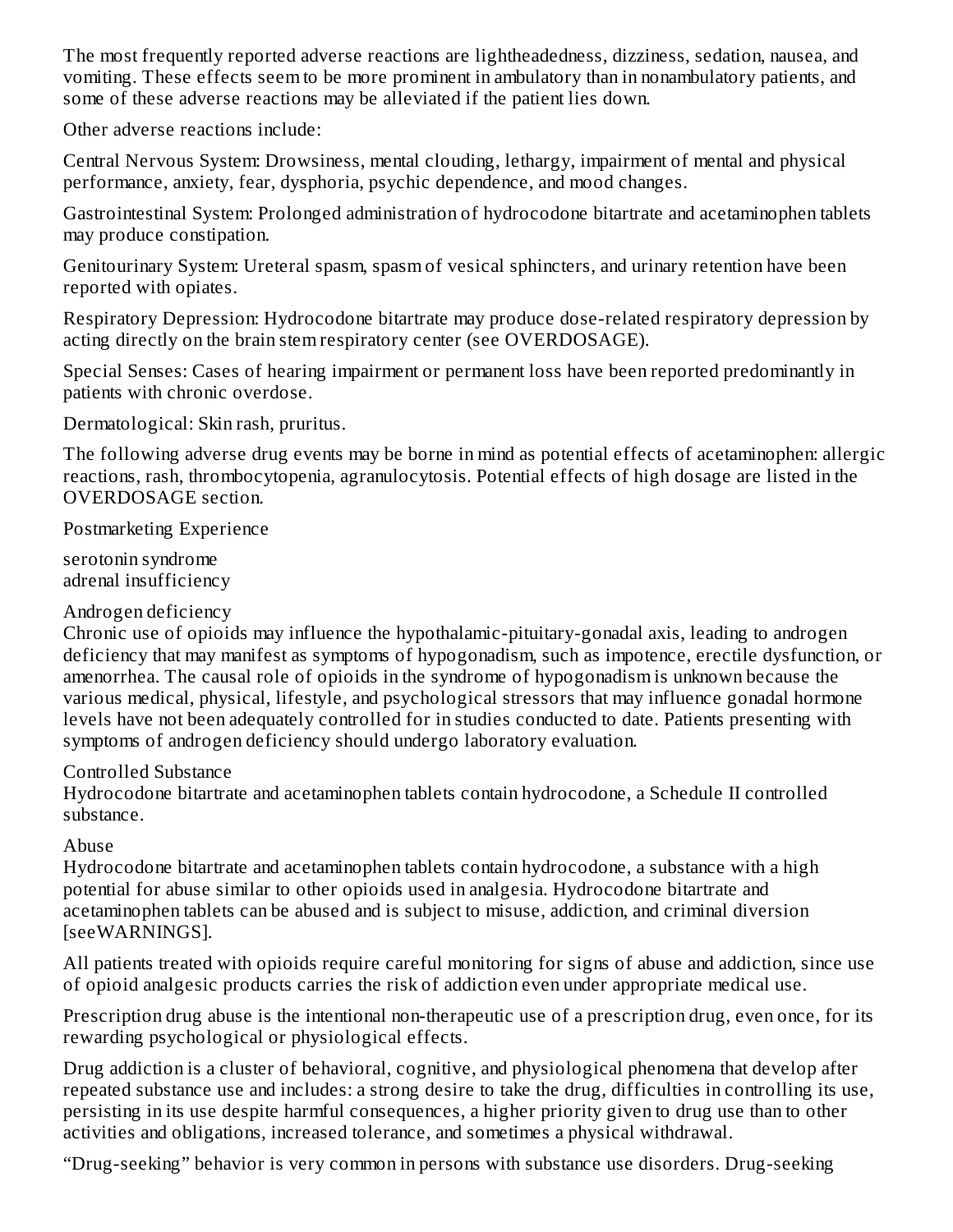The most frequently reported adverse reactions are lightheadedness, dizziness, sedation, nausea, and vomiting. These effects seem to be more prominent in ambulatory than in nonambulatory patients, and some of these adverse reactions may be alleviated if the patient lies down.

Other adverse reactions include:

Central Nervous System: Drowsiness, mental clouding, lethargy, impairment of mental and physical performance, anxiety, fear, dysphoria, psychic dependence, and mood changes.

Gastrointestinal System: Prolonged administration of hydrocodone bitartrate and acetaminophen tablets may produce constipation.

Genitourinary System: Ureteral spasm, spasm of vesical sphincters, and urinary retention have been reported with opiates.

Respiratory Depression: Hydrocodone bitartrate may produce dose-related respiratory depression by acting directly on the brain stem respiratory center (see OVERDOSAGE).

Special Senses: Cases of hearing impairment or permanent loss have been reported predominantly in patients with chronic overdose.

Dermatological: Skin rash, pruritus.

The following adverse drug events may be borne in mind as potential effects of acetaminophen: allergic reactions, rash, thrombocytopenia, agranulocytosis. Potential effects of high dosage are listed in the OVERDOSAGE section.

Postmarketing Experience

serotonin syndrome
adrenal insufficiency

Androgen deficiency
Chronic use of opioids may influence the hypothalamic-pituitary-gonadal axis, leading to androgen deficiency that may manifest as symptoms of hypogonadism, such as impotence, erectile dysfunction, or amenorrhea. The causal role of opioids in the syndrome of hypogonadism is unknown because the various medical, physical, lifestyle, and psychological stressors that may influence gonadal hormone levels have not been adequately controlled for in studies conducted to date. Patients presenting with symptoms of androgen deficiency should undergo laboratory evaluation.

Controlled Substance
Hydrocodone bitartrate and acetaminophen tablets contain hydrocodone, a Schedule II controlled substance.

Abuse
Hydrocodone bitartrate and acetaminophen tablets contain hydrocodone, a substance with a high potential for abuse similar to other opioids used in analgesia. Hydrocodone bitartrate and acetaminophen tablets can be abused and is subject to misuse, addiction, and criminal diversion [seeWARNINGS].

All patients treated with opioids require careful monitoring for signs of abuse and addiction, since use of opioid analgesic products carries the risk of addiction even under appropriate medical use.

Prescription drug abuse is the intentional non-therapeutic use of a prescription drug, even once, for its rewarding psychological or physiological effects.

Drug addiction is a cluster of behavioral, cognitive, and physiological phenomena that develop after repeated substance use and includes: a strong desire to take the drug, difficulties in controlling its use, persisting in its use despite harmful consequences, a higher priority given to drug use than to other activities and obligations, increased tolerance, and sometimes a physical withdrawal.

“Drug-seeking” behavior is very common in persons with substance use disorders. Drug-seeking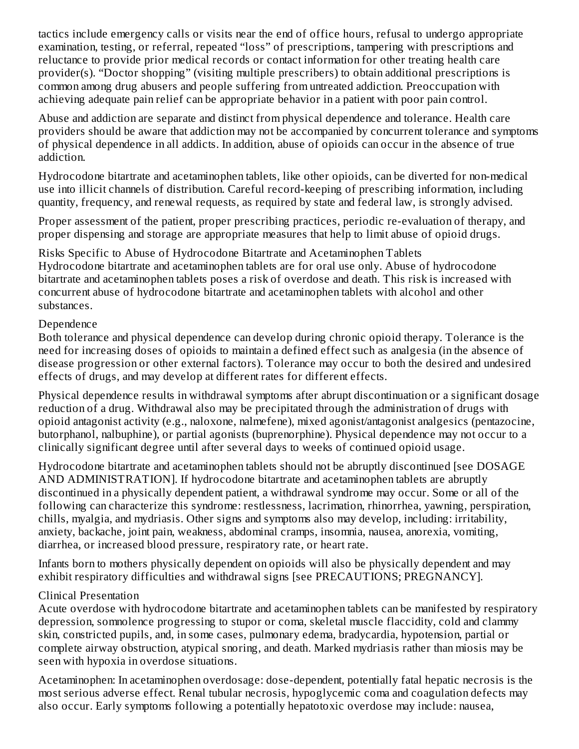tactics include emergency calls or visits near the end of office hours, refusal to undergo appropriate examination, testing, or referral, repeated "loss" of prescriptions, tampering with prescriptions and reluctance to provide prior medical records or contact information for other treating health care provider(s). "Doctor shopping" (visiting multiple prescribers) to obtain additional prescriptions is common among drug abusers and people suffering from untreated addiction. Preoccupation with achieving adequate pain relief can be appropriate behavior in a patient with poor pain control.

Abuse and addiction are separate and distinct from physical dependence and tolerance. Health care providers should be aware that addiction may not be accompanied by concurrent tolerance and symptoms of physical dependence in all addicts. In addition, abuse of opioids can occur in the absence of true addiction.

Hydrocodone bitartrate and acetaminophen tablets, like other opioids, can be diverted for non-medical use into illicit channels of distribution. Careful record-keeping of prescribing information, including quantity, frequency, and renewal requests, as required by state and federal law, is strongly advised.

Proper assessment of the patient, proper prescribing practices, periodic re-evaluation of therapy, and proper dispensing and storage are appropriate measures that help to limit abuse of opioid drugs.

Risks Specific to Abuse of Hydrocodone Bitartrate and Acetaminophen Tablets
Hydrocodone bitartrate and acetaminophen tablets are for oral use only. Abuse of hydrocodone bitartrate and acetaminophen tablets poses a risk of overdose and death. This risk is increased with concurrent abuse of hydrocodone bitartrate and acetaminophen tablets with alcohol and other substances.

Dependence
Both tolerance and physical dependence can develop during chronic opioid therapy. Tolerance is the need for increasing doses of opioids to maintain a defined effect such as analgesia (in the absence of disease progression or other external factors). Tolerance may occur to both the desired and undesired effects of drugs, and may develop at different rates for different effects.

Physical dependence results in withdrawal symptoms after abrupt discontinuation or a significant dosage reduction of a drug. Withdrawal also may be precipitated through the administration of drugs with opioid antagonist activity (e.g., naloxone, nalmefene), mixed agonist/antagonist analgesics (pentazocine, butorphanol, nalbuphine), or partial agonists (buprenorphine). Physical dependence may not occur to a clinically significant degree until after several days to weeks of continued opioid usage.

Hydrocodone bitartrate and acetaminophen tablets should not be abruptly discontinued [see DOSAGE AND ADMINISTRATION]. If hydrocodone bitartrate and acetaminophen tablets are abruptly discontinued in a physically dependent patient, a withdrawal syndrome may occur. Some or all of the following can characterize this syndrome: restlessness, lacrimation, rhinorrhea, yawning, perspiration, chills, myalgia, and mydriasis. Other signs and symptoms also may develop, including: irritability, anxiety, backache, joint pain, weakness, abdominal cramps, insomnia, nausea, anorexia, vomiting, diarrhea, or increased blood pressure, respiratory rate, or heart rate.

Infants born to mothers physically dependent on opioids will also be physically dependent and may exhibit respiratory difficulties and withdrawal signs [see PRECAUTIONS; PREGNANCY].

Clinical Presentation
Acute overdose with hydrocodone bitartrate and acetaminophen tablets can be manifested by respiratory depression, somnolence progressing to stupor or coma, skeletal muscle flaccidity, cold and clammy skin, constricted pupils, and, in some cases, pulmonary edema, bradycardia, hypotension, partial or complete airway obstruction, atypical snoring, and death. Marked mydriasis rather than miosis may be seen with hypoxia in overdose situations.

Acetaminophen: In acetaminophen overdosage: dose-dependent, potentially fatal hepatic necrosis is the most serious adverse effect. Renal tubular necrosis, hypoglycemic coma and coagulation defects may also occur. Early symptoms following a potentially hepatotoxic overdose may include: nausea,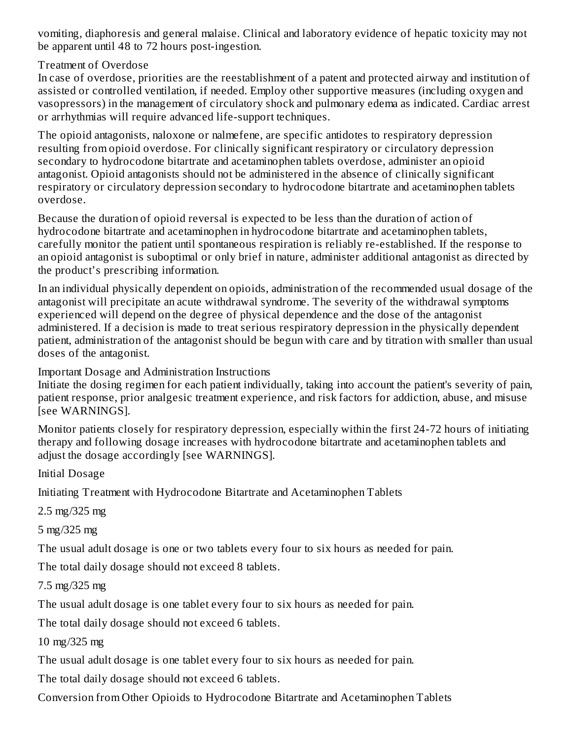vomiting, diaphoresis and general malaise. Clinical and laboratory evidence of hepatic toxicity may not be apparent until 48 to 72 hours post-ingestion.

### Treatment of Overdose

In case of overdose, priorities are the reestablishment of a patent and protected airway and institution of assisted or controlled ventilation, if needed. Employ other supportive measures (including oxygen and vasopressors) in the management of circulatory shock and pulmonary edema as indicated. Cardiac arrest or arrhythmias will require advanced life-support techniques.

The opioid antagonists, naloxone or nalmefene, are specific antidotes to respiratory depression resulting from opioid overdose. For clinically significant respiratory or circulatory depression secondary to hydrocodone bitartrate and acetaminophen tablets overdose, administer an opioid antagonist. Opioid antagonists should not be administered in the absence of clinically significant respiratory or circulatory depression secondary to hydrocodone bitartrate and acetaminophen tablets overdose.

Because the duration of opioid reversal is expected to be less than the duration of action of hydrocodone bitartrate and acetaminophen in hydrocodone bitartrate and acetaminophen tablets, carefully monitor the patient until spontaneous respiration is reliably re-established. If the response to an opioid antagonist is suboptimal or only brief in nature, administer additional antagonist as directed by the product's prescribing information.

In an individual physically dependent on opioids, administration of the recommended usual dosage of the antagonist will precipitate an acute withdrawal syndrome. The severity of the withdrawal symptoms experienced will depend on the degree of physical dependence and the dose of the antagonist administered. If a decision is made to treat serious respiratory depression in the physically dependent patient, administration of the antagonist should be begun with care and by titration with smaller than usual doses of the antagonist.

### Important Dosage and Administration Instructions

Initiate the dosing regimen for each patient individually, taking into account the patient's severity of pain, patient response, prior analgesic treatment experience, and risk factors for addiction, abuse, and misuse [see WARNINGS].

Monitor patients closely for respiratory depression, especially within the first 24-72 hours of initiating therapy and following dosage increases with hydrocodone bitartrate and acetaminophen tablets and adjust the dosage accordingly [see WARNINGS].

### Initial Dosage

Initiating Treatment with Hydrocodone Bitartrate and Acetaminophen Tablets

2.5 mg/325 mg

5 mg/325 mg

The usual adult dosage is one or two tablets every four to six hours as needed for pain.

The total daily dosage should not exceed 8 tablets.

7.5 mg/325 mg

The usual adult dosage is one tablet every four to six hours as needed for pain.

The total daily dosage should not exceed 6 tablets.

10 mg/325 mg

The usual adult dosage is one tablet every four to six hours as needed for pain.

The total daily dosage should not exceed 6 tablets.

Conversion from Other Opioids to Hydrocodone Bitartrate and Acetaminophen Tablets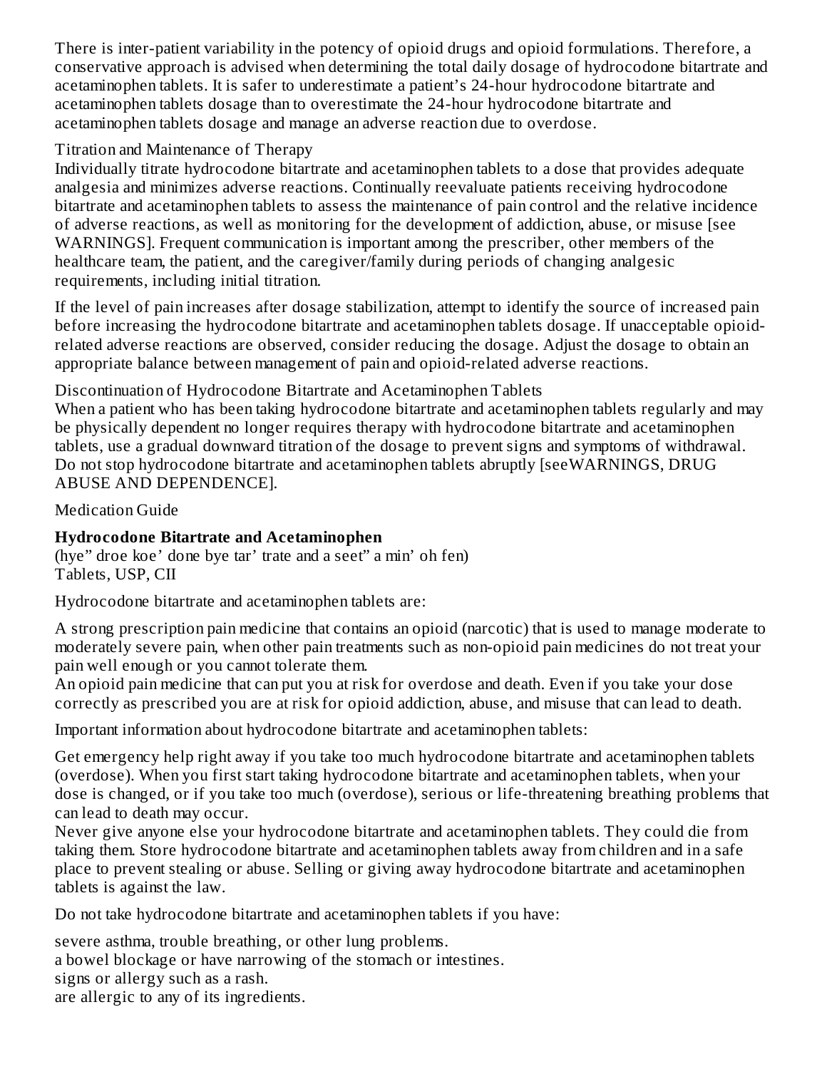There is inter-patient variability in the potency of opioid drugs and opioid formulations. Therefore, a conservative approach is advised when determining the total daily dosage of hydrocodone bitartrate and acetaminophen tablets. It is safer to underestimate a patient's 24-hour hydrocodone bitartrate and acetaminophen tablets dosage than to overestimate the 24-hour hydrocodone bitartrate and acetaminophen tablets dosage and manage an adverse reaction due to overdose.

Titration and Maintenance of Therapy

Individually titrate hydrocodone bitartrate and acetaminophen tablets to a dose that provides adequate analgesia and minimizes adverse reactions. Continually reevaluate patients receiving hydrocodone bitartrate and acetaminophen tablets to assess the maintenance of pain control and the relative incidence of adverse reactions, as well as monitoring for the development of addiction, abuse, or misuse [see WARNINGS]. Frequent communication is important among the prescriber, other members of the healthcare team, the patient, and the caregiver/family during periods of changing analgesic requirements, including initial titration.

If the level of pain increases after dosage stabilization, attempt to identify the source of increased pain before increasing the hydrocodone bitartrate and acetaminophen tablets dosage. If unacceptable opioid-related adverse reactions are observed, consider reducing the dosage. Adjust the dosage to obtain an appropriate balance between management of pain and opioid-related adverse reactions.

Discontinuation of Hydrocodone Bitartrate and Acetaminophen Tablets

When a patient who has been taking hydrocodone bitartrate and acetaminophen tablets regularly and may be physically dependent no longer requires therapy with hydrocodone bitartrate and acetaminophen tablets, use a gradual downward titration of the dosage to prevent signs and symptoms of withdrawal. Do not stop hydrocodone bitartrate and acetaminophen tablets abruptly [seeWARNINGS, DRUG ABUSE AND DEPENDENCE].

Medication Guide

**Hydrocodone Bitartrate and Acetaminophen**
(hye" droe koe' done bye tar' trate and a seet" a min' oh fen)
Tablets, USP, CII

Hydrocodone bitartrate and acetaminophen tablets are:

A strong prescription pain medicine that contains an opioid (narcotic) that is used to manage moderate to moderately severe pain, when other pain treatments such as non-opioid pain medicines do not treat your pain well enough or you cannot tolerate them.
An opioid pain medicine that can put you at risk for overdose and death. Even if you take your dose correctly as prescribed you are at risk for opioid addiction, abuse, and misuse that can lead to death.

Important information about hydrocodone bitartrate and acetaminophen tablets:

Get emergency help right away if you take too much hydrocodone bitartrate and acetaminophen tablets (overdose). When you first start taking hydrocodone bitartrate and acetaminophen tablets, when your dose is changed, or if you take too much (overdose), serious or life-threatening breathing problems that can lead to death may occur.
Never give anyone else your hydrocodone bitartrate and acetaminophen tablets. They could die from taking them. Store hydrocodone bitartrate and acetaminophen tablets away from children and in a safe place to prevent stealing or abuse. Selling or giving away hydrocodone bitartrate and acetaminophen tablets is against the law.

Do not take hydrocodone bitartrate and acetaminophen tablets if you have:

severe asthma, trouble breathing, or other lung problems.
a bowel blockage or have narrowing of the stomach or intestines.
signs or allergy such as a rash.
are allergic to any of its ingredients.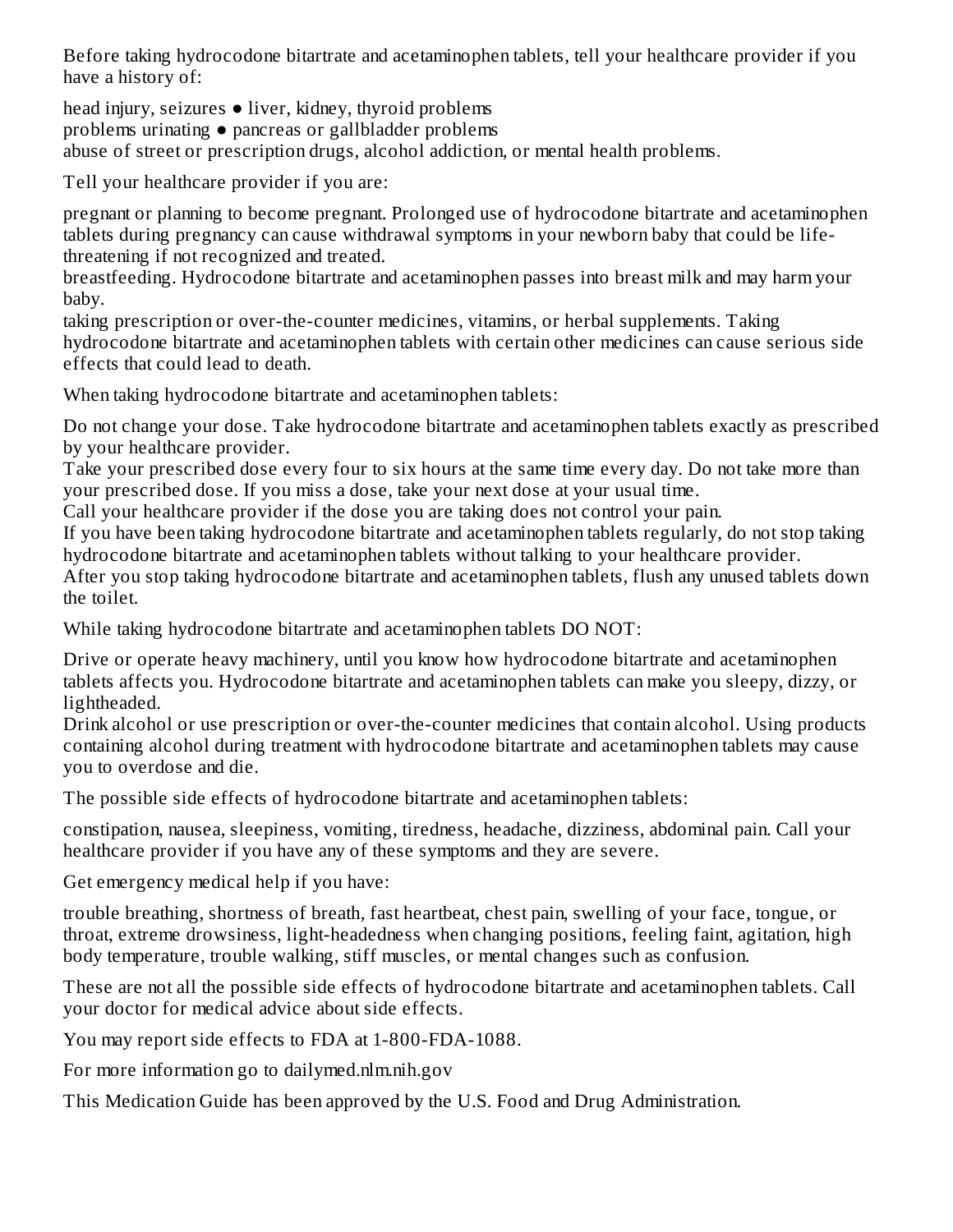Before taking hydrocodone bitartrate and acetaminophen tablets, tell your healthcare provider if you have a history of:

head injury, seizures ● liver, kidney, thyroid problems
problems urinating ● pancreas or gallbladder problems
abuse of street or prescription drugs, alcohol addiction, or mental health problems.

Tell your healthcare provider if you are:

pregnant or planning to become pregnant. Prolonged use of hydrocodone bitartrate and acetaminophen tablets during pregnancy can cause withdrawal symptoms in your newborn baby that could be life-threatening if not recognized and treated.
breastfeeding. Hydrocodone bitartrate and acetaminophen passes into breast milk and may harm your baby.
taking prescription or over-the-counter medicines, vitamins, or herbal supplements. Taking hydrocodone bitartrate and acetaminophen tablets with certain other medicines can cause serious side effects that could lead to death.

When taking hydrocodone bitartrate and acetaminophen tablets:

Do not change your dose. Take hydrocodone bitartrate and acetaminophen tablets exactly as prescribed by your healthcare provider.
Take your prescribed dose every four to six hours at the same time every day. Do not take more than your prescribed dose. If you miss a dose, take your next dose at your usual time.
Call your healthcare provider if the dose you are taking does not control your pain.
If you have been taking hydrocodone bitartrate and acetaminophen tablets regularly, do not stop taking hydrocodone bitartrate and acetaminophen tablets without talking to your healthcare provider.
After you stop taking hydrocodone bitartrate and acetaminophen tablets, flush any unused tablets down the toilet.

While taking hydrocodone bitartrate and acetaminophen tablets DO NOT:

Drive or operate heavy machinery, until you know how hydrocodone bitartrate and acetaminophen tablets affects you. Hydrocodone bitartrate and acetaminophen tablets can make you sleepy, dizzy, or lightheaded.
Drink alcohol or use prescription or over-the-counter medicines that contain alcohol. Using products containing alcohol during treatment with hydrocodone bitartrate and acetaminophen tablets may cause you to overdose and die.

The possible side effects of hydrocodone bitartrate and acetaminophen tablets:

constipation, nausea, sleepiness, vomiting, tiredness, headache, dizziness, abdominal pain. Call your healthcare provider if you have any of these symptoms and they are severe.

Get emergency medical help if you have:

trouble breathing, shortness of breath, fast heartbeat, chest pain, swelling of your face, tongue, or throat, extreme drowsiness, light-headedness when changing positions, feeling faint, agitation, high body temperature, trouble walking, stiff muscles, or mental changes such as confusion.

These are not all the possible side effects of hydrocodone bitartrate and acetaminophen tablets. Call your doctor for medical advice about side effects.

You may report side effects to FDA at 1-800-FDA-1088.

For more information go to dailymed.nlm.nih.gov

This Medication Guide has been approved by the U.S. Food and Drug Administration.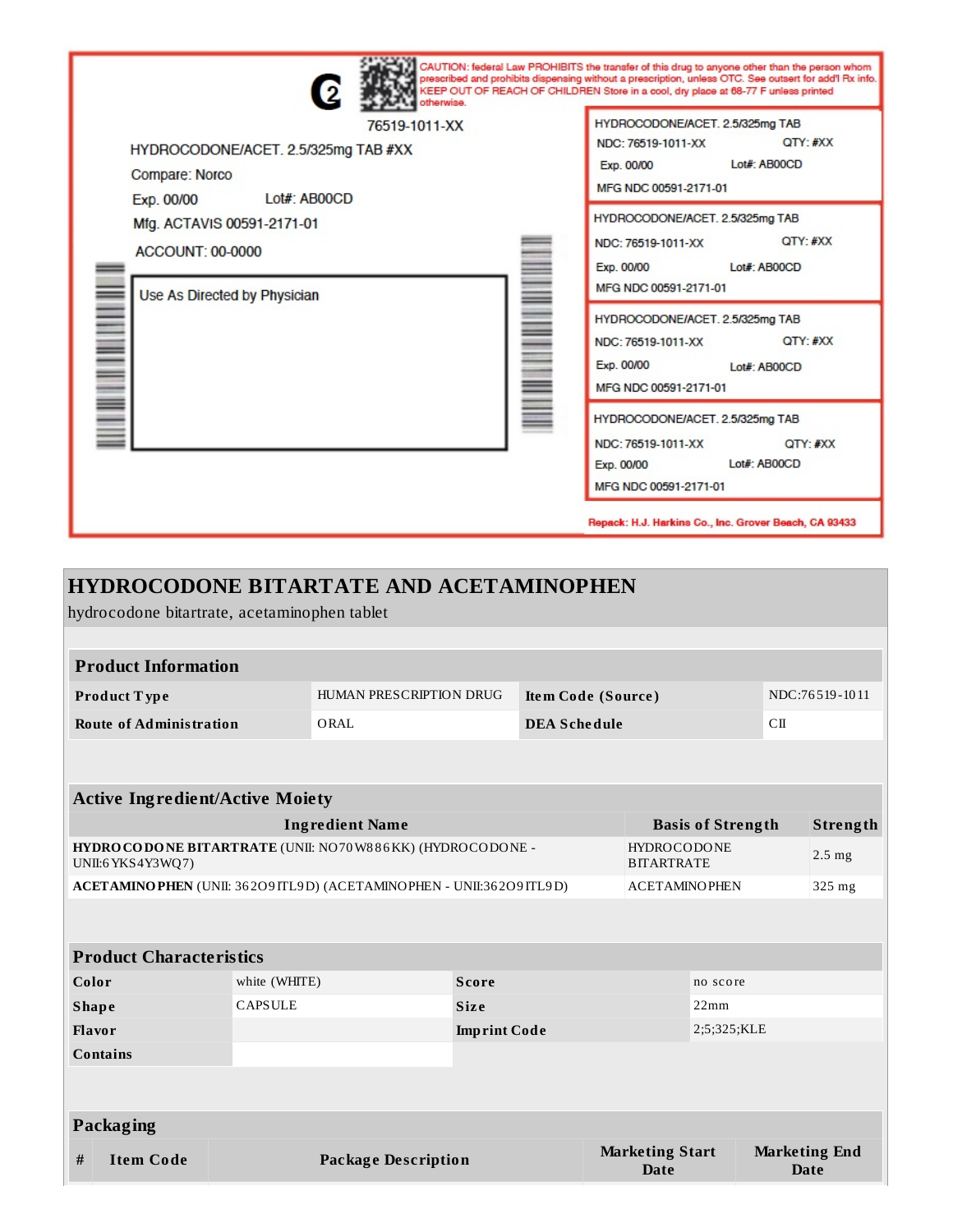C2

76519-1011-XX

HYDROCODONE/ACET. 2.5/325mg TAB #XX

Compare: Norco

Exp. 00/00 Lot#: AB00CD

Mfg. ACTAVIS 00591-2171-01

ACCOUNT: 00-0000

Use As Directed by Physician

CAUTION: federal Law PROHIBITS the transfer of this drug to anyone other than the person whom prescribed and prohibits dispensing without a prescription, unless OTC. See outsert for add'l Rx info. KEEP OUT OF REACH OF CHILDREN Store in a cool, dry place at 68-77 F unless printed otherwise.

HYDROCODONE/ACET. 2.5/325mg TAB
NDC: 76519-1011-XX QTY: #XX
Exp. 00/00 Lot#: AB00CD
MFG NDC 00591-2171-01

HYDROCODONE/ACET. 2.5/325mg TAB
NDC: 76519-1011-XX QTY: #XX
Exp. 00/00 Lot#: AB00CD
MFG NDC 00591-2171-01

HYDROCODONE/ACET. 2.5/325mg TAB
NDC: 76519-1011-XX QTY: #XX
Exp. 00/00 Lot#: AB00CD
MFG NDC 00591-2171-01

HYDROCODONE/ACET. 2.5/325mg TAB
NDC: 76519-1011-XX QTY: #XX
Exp. 00/00 Lot#: AB00CD
MFG NDC 00591-2171-01

Repack: H.J. Harkins Co., Inc. Grover Beach, CA 93433

# HYDROCODONE BITARTRATE AND ACETAMINOPHEN

hydrocodone bitartrate, acetaminophen tablet

| Product Information | | | |
|---|---|---|---|
| **Product Type** | HUMAN PRESCRIPTION DRUG | **Item Code (Source)** | NDC:76519-1011 |
| **Route of Administration** | ORAL | **DEA Schedule** | CII |

| Active Ingredient/Active Moiety | | |
|---|---|---|
| **Ingredient Name** | **Basis of Strength** | **Strength** |
| **HYDROCODONE BITARTRATE** (UNII: NO70W886KK) (HYDROCODONE - UNII:6YKS4Y3WQ7) | HYDROCODONE BITARTRATE | 2.5 mg |
| **ACETAMINOPHEN** (UNII: 362O9ITL9D) (ACETAMINOPHEN - UNII:362O9ITL9D) | ACETAMINOPHEN | 325 mg |

| Product Characteristics | | | |
|---|---|---|---|
| **Color** | white (WHITE) | **Score** | no score |
| **Shape** | CAPSULE | **Size** | 22mm |
| **Flavor** | | **Imprint Code** | 2;5;325;KLE |
| **Contains** | | | |

| Packaging | | | | |
|---|---|---|---|---|
| **#** | **Item Code** | **Package Description** | **Marketing Start Date** | **Marketing End Date** |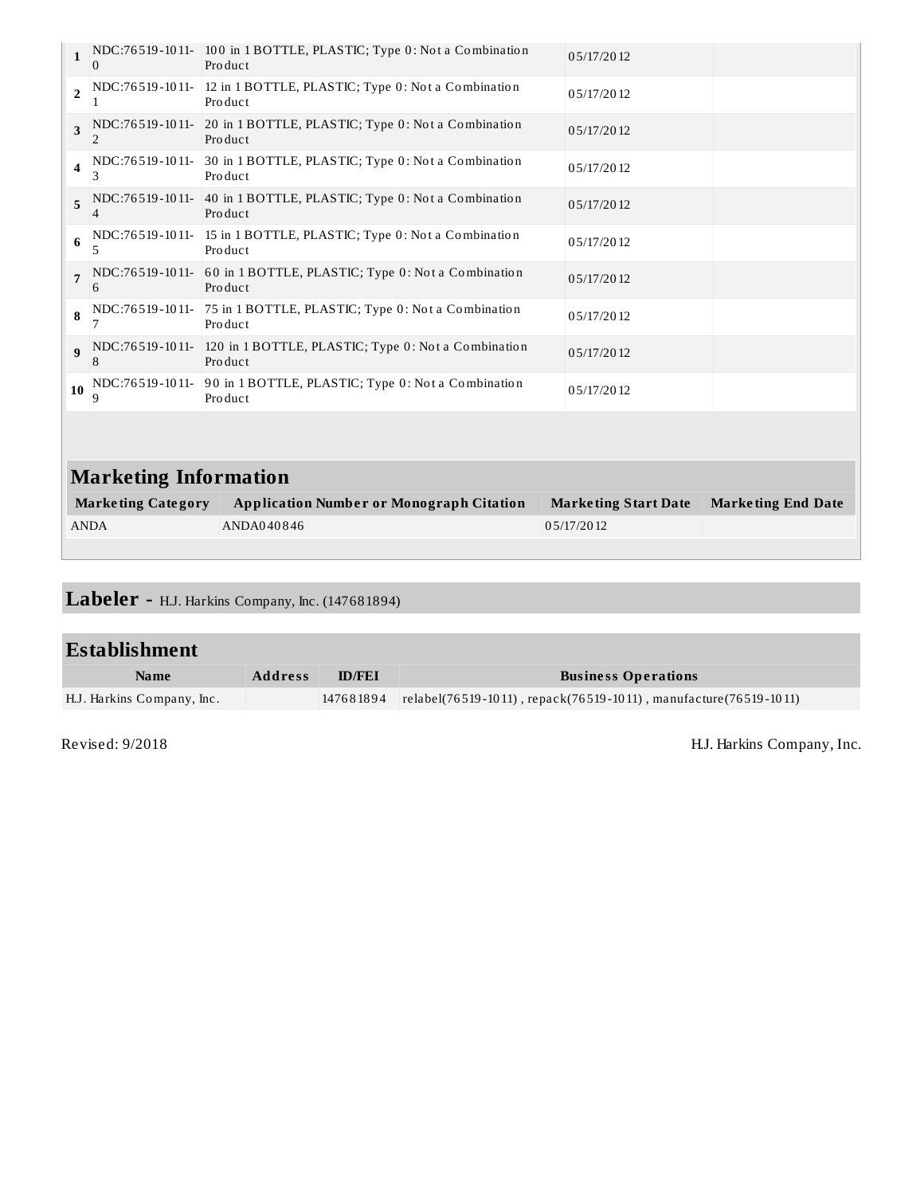| | | | | |
|---|---|---|---|---|
| 1 | NDC:76519-1011-0 | 100 in 1 BOTTLE, PLASTIC; Type 0: Not a Combination Product | 05/17/2012 | |
| 2 | NDC:76519-1011-1 | 12 in 1 BOTTLE, PLASTIC; Type 0: Not a Combination Product | 05/17/2012 | |
| 3 | NDC:76519-1011-2 | 20 in 1 BOTTLE, PLASTIC; Type 0: Not a Combination Product | 05/17/2012 | |
| 4 | NDC:76519-1011-3 | 30 in 1 BOTTLE, PLASTIC; Type 0: Not a Combination Product | 05/17/2012 | |
| 5 | NDC:76519-1011-4 | 40 in 1 BOTTLE, PLASTIC; Type 0: Not a Combination Product | 05/17/2012 | |
| 6 | NDC:76519-1011-5 | 15 in 1 BOTTLE, PLASTIC; Type 0: Not a Combination Product | 05/17/2012 | |
| 7 | NDC:76519-1011-6 | 60 in 1 BOTTLE, PLASTIC; Type 0: Not a Combination Product | 05/17/2012 | |
| 8 | NDC:76519-1011-7 | 75 in 1 BOTTLE, PLASTIC; Type 0: Not a Combination Product | 05/17/2012 | |
| 9 | NDC:76519-1011-8 | 120 in 1 BOTTLE, PLASTIC; Type 0: Not a Combination Product | 05/17/2012 | |
| 10 | NDC:76519-1011-9 | 90 in 1 BOTTLE, PLASTIC; Type 0: Not a Combination Product | 05/17/2012 | |

## Marketing Information

| Marketing Category | Application Number or Monograph Citation | Marketing Start Date | Marketing End Date |
|---|---|---|---|
| ANDA | ANDA040846 | 05/17/2012 | |

## Labeler - H.J. Harkins Company, Inc. (147681894)

## Establishment

| Name | Address | ID/FEI | Business Operations |
|---|---|---|---|
| H.J. Harkins Company, Inc. | | 147681894 | relabel(76519-1011) , repack(76519-1011) , manufacture(76519-1011) |

Revised: 9/2018

H.J. Harkins Company, Inc.